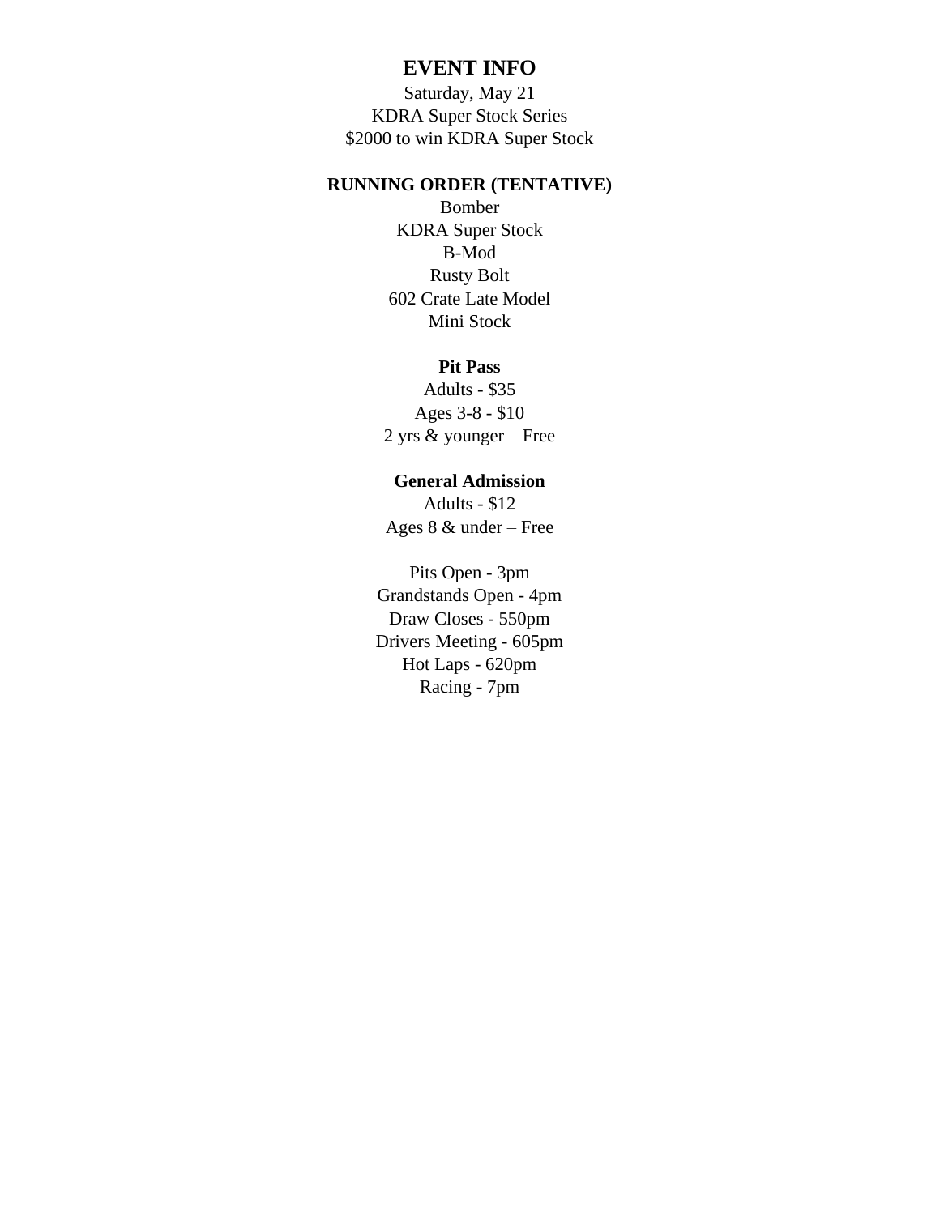# EVENT INFO

Saturday, May 21
KDRA Super Stock Series
$2000 to win KDRA Super Stock

## RUNNING ORDER (TENTATIVE)

Bomber
KDRA Super Stock
B-Mod
Rusty Bolt
602 Crate Late Model
Mini Stock

### Pit Pass

Adults - $35
Ages 3-8 - $10
2 yrs & younger – Free

### General Admission

Adults - $12
Ages 8 & under – Free

Pits Open - 3pm
Grandstands Open - 4pm
Draw Closes - 550pm
Drivers Meeting - 605pm
Hot Laps - 620pm
Racing - 7pm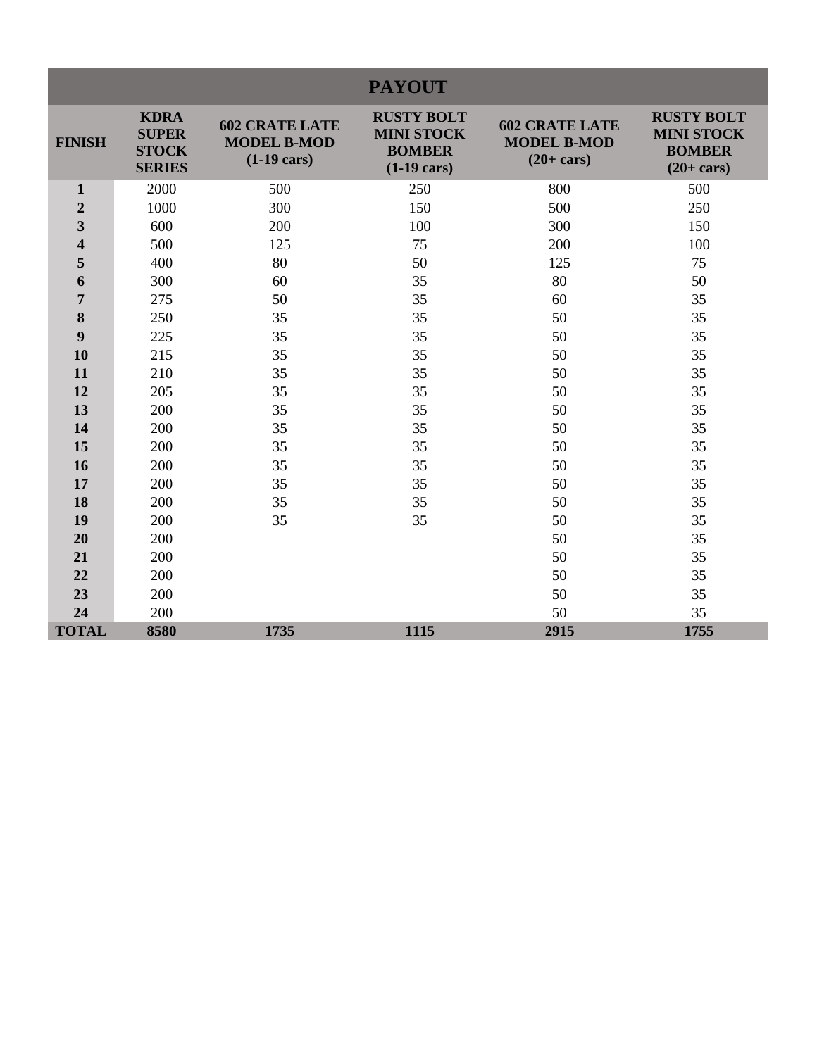| PAYOUT | | | | | |
|---|---|---|---|---|---|
| **FINISH** | **KDRA SUPER STOCK SERIES** | **602 CRATE LATE MODEL B-MOD (1-19 cars)** | **RUSTY BOLT MINI STOCK BOMBER (1-19 cars)** | **602 CRATE LATE MODEL B-MOD (20+ cars)** | **RUSTY BOLT MINI STOCK BOMBER (20+ cars)** |
| **1** | 2000 | 500 | 250 | 800 | 500 |
| **2** | 1000 | 300 | 150 | 500 | 250 |
| **3** | 600 | 200 | 100 | 300 | 150 |
| **4** | 500 | 125 | 75 | 200 | 100 |
| **5** | 400 | 80 | 50 | 125 | 75 |
| **6** | 300 | 60 | 35 | 80 | 50 |
| **7** | 275 | 50 | 35 | 60 | 35 |
| **8** | 250 | 35 | 35 | 50 | 35 |
| **9** | 225 | 35 | 35 | 50 | 35 |
| **10** | 215 | 35 | 35 | 50 | 35 |
| **11** | 210 | 35 | 35 | 50 | 35 |
| **12** | 205 | 35 | 35 | 50 | 35 |
| **13** | 200 | 35 | 35 | 50 | 35 |
| **14** | 200 | 35 | 35 | 50 | 35 |
| **15** | 200 | 35 | 35 | 50 | 35 |
| **16** | 200 | 35 | 35 | 50 | 35 |
| **17** | 200 | 35 | 35 | 50 | 35 |
| **18** | 200 | 35 | 35 | 50 | 35 |
| **19** | 200 | 35 | 35 | 50 | 35 |
| **20** | 200 | | | 50 | 35 |
| **21** | 200 | | | 50 | 35 |
| **22** | 200 | | | 50 | 35 |
| **23** | 200 | | | 50 | 35 |
| **24** | 200 | | | 50 | 35 |
| **TOTAL** | **8580** | **1735** | **1115** | **2915** | **1755** |